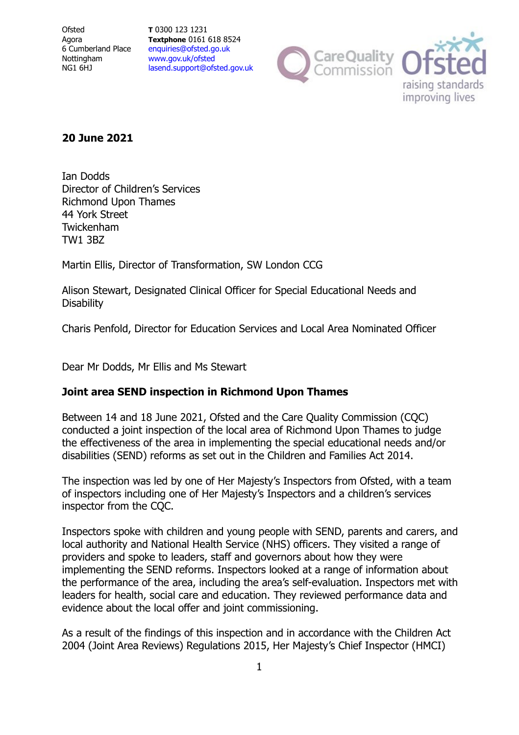Ofsted
Agora
6 Cumberland Place
Nottingham
NG1 6HJ

**T** 0300 123 1231
**Textphone** 0161 618 8524
enquiries@ofsted.go.uk
www.gov.uk/ofsted
lasend.support@ofsted.gov.uk

**20 June 2021**

Ian Dodds
Director of Children's Services
Richmond Upon Thames
44 York Street
Twickenham
TW1 3BZ

Martin Ellis, Director of Transformation, SW London CCG

Alison Stewart, Designated Clinical Officer for Special Educational Needs and Disability

Charis Penfold, Director for Education Services and Local Area Nominated Officer

Dear Mr Dodds, Mr Ellis and Ms Stewart

**Joint area SEND inspection in Richmond Upon Thames**

Between 14 and 18 June 2021, Ofsted and the Care Quality Commission (CQC) conducted a joint inspection of the local area of Richmond Upon Thames to judge the effectiveness of the area in implementing the special educational needs and/or disabilities (SEND) reforms as set out in the Children and Families Act 2014.

The inspection was led by one of Her Majesty's Inspectors from Ofsted, with a team of inspectors including one of Her Majesty's Inspectors and a children's services inspector from the CQC.

Inspectors spoke with children and young people with SEND, parents and carers, and local authority and National Health Service (NHS) officers. They visited a range of providers and spoke to leaders, staff and governors about how they were implementing the SEND reforms. Inspectors looked at a range of information about the performance of the area, including the area's self-evaluation. Inspectors met with leaders for health, social care and education. They reviewed performance data and evidence about the local offer and joint commissioning.

As a result of the findings of this inspection and in accordance with the Children Act 2004 (Joint Area Reviews) Regulations 2015, Her Majesty's Chief Inspector (HMCI)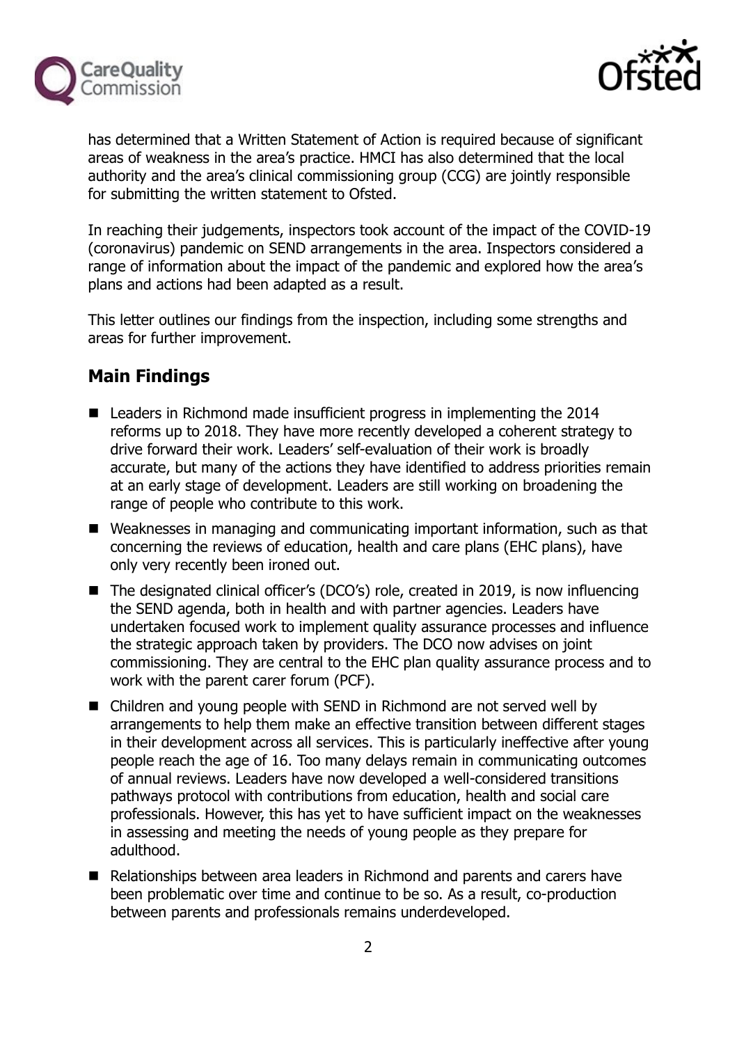has determined that a Written Statement of Action is required because of significant areas of weakness in the area's practice. HMCI has also determined that the local authority and the area's clinical commissioning group (CCG) are jointly responsible for submitting the written statement to Ofsted.

In reaching their judgements, inspectors took account of the impact of the COVID-19 (coronavirus) pandemic on SEND arrangements in the area. Inspectors considered a range of information about the impact of the pandemic and explored how the area's plans and actions had been adapted as a result.

This letter outlines our findings from the inspection, including some strengths and areas for further improvement.

## Main Findings

- Leaders in Richmond made insufficient progress in implementing the 2014 reforms up to 2018. They have more recently developed a coherent strategy to drive forward their work. Leaders' self-evaluation of their work is broadly accurate, but many of the actions they have identified to address priorities remain at an early stage of development. Leaders are still working on broadening the range of people who contribute to this work.
- Weaknesses in managing and communicating important information, such as that concerning the reviews of education, health and care plans (EHC plans), have only very recently been ironed out.
- The designated clinical officer's (DCO's) role, created in 2019, is now influencing the SEND agenda, both in health and with partner agencies. Leaders have undertaken focused work to implement quality assurance processes and influence the strategic approach taken by providers. The DCO now advises on joint commissioning. They are central to the EHC plan quality assurance process and to work with the parent carer forum (PCF).
- Children and young people with SEND in Richmond are not served well by arrangements to help them make an effective transition between different stages in their development across all services. This is particularly ineffective after young people reach the age of 16. Too many delays remain in communicating outcomes of annual reviews. Leaders have now developed a well-considered transitions pathways protocol with contributions from education, health and social care professionals. However, this has yet to have sufficient impact on the weaknesses in assessing and meeting the needs of young people as they prepare for adulthood.
- Relationships between area leaders in Richmond and parents and carers have been problematic over time and continue to be so. As a result, co-production between parents and professionals remains underdeveloped.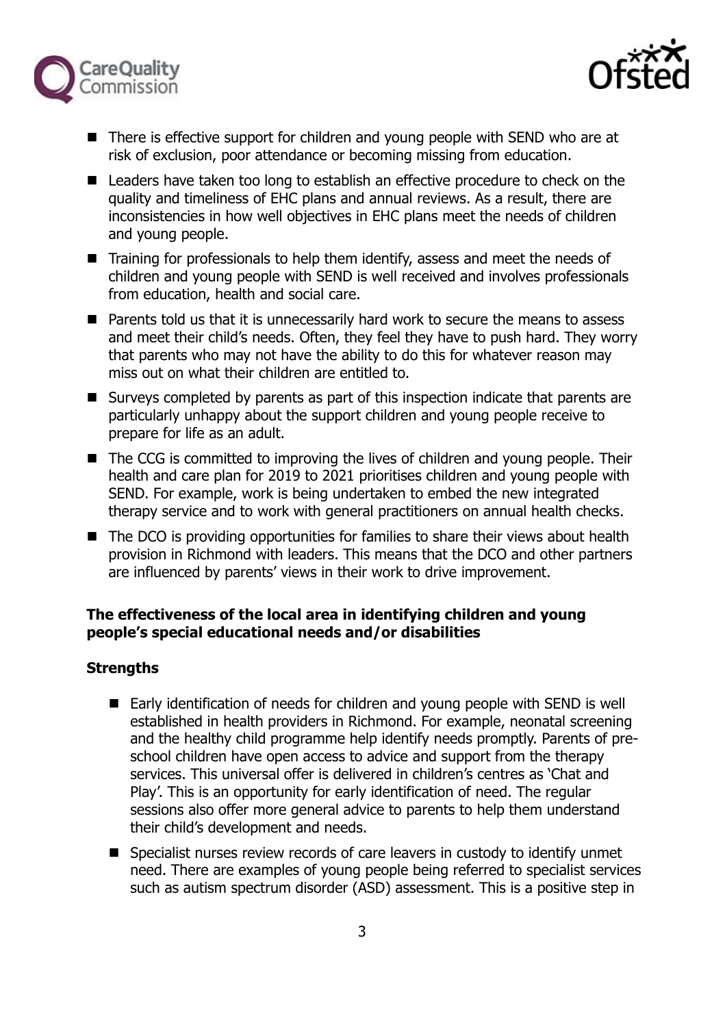- There is effective support for children and young people with SEND who are at risk of exclusion, poor attendance or becoming missing from education.
- Leaders have taken too long to establish an effective procedure to check on the quality and timeliness of EHC plans and annual reviews. As a result, there are inconsistencies in how well objectives in EHC plans meet the needs of children and young people.
- Training for professionals to help them identify, assess and meet the needs of children and young people with SEND is well received and involves professionals from education, health and social care.
- Parents told us that it is unnecessarily hard work to secure the means to assess and meet their child's needs. Often, they feel they have to push hard. They worry that parents who may not have the ability to do this for whatever reason may miss out on what their children are entitled to.
- Surveys completed by parents as part of this inspection indicate that parents are particularly unhappy about the support children and young people receive to prepare for life as an adult.
- The CCG is committed to improving the lives of children and young people. Their health and care plan for 2019 to 2021 prioritises children and young people with SEND. For example, work is being undertaken to embed the new integrated therapy service and to work with general practitioners on annual health checks.
- The DCO is providing opportunities for families to share their views about health provision in Richmond with leaders. This means that the DCO and other partners are influenced by parents' views in their work to drive improvement.

**The effectiveness of the local area in identifying children and young people's special educational needs and/or disabilities**

**Strengths**

- Early identification of needs for children and young people with SEND is well established in health providers in Richmond. For example, neonatal screening and the healthy child programme help identify needs promptly. Parents of pre-school children have open access to advice and support from the therapy services. This universal offer is delivered in children's centres as 'Chat and Play'. This is an opportunity for early identification of need. The regular sessions also offer more general advice to parents to help them understand their child's development and needs.
- Specialist nurses review records of care leavers in custody to identify unmet need. There are examples of young people being referred to specialist services such as autism spectrum disorder (ASD) assessment. This is a positive step in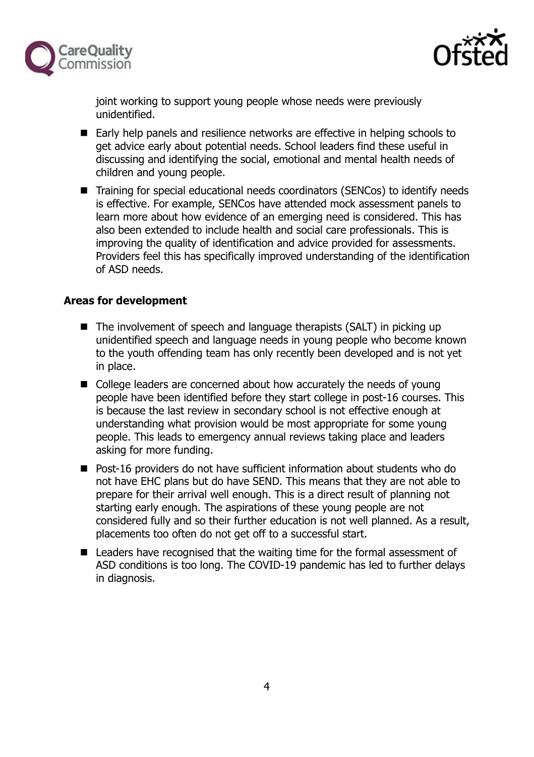joint working to support young people whose needs were previously unidentified.

- Early help panels and resilience networks are effective in helping schools to get advice early about potential needs. School leaders find these useful in discussing and identifying the social, emotional and mental health needs of children and young people.
- Training for special educational needs coordinators (SENCos) to identify needs is effective. For example, SENCos have attended mock assessment panels to learn more about how evidence of an emerging need is considered. This has also been extended to include health and social care professionals. This is improving the quality of identification and advice provided for assessments. Providers feel this has specifically improved understanding of the identification of ASD needs.

**Areas for development**

- The involvement of speech and language therapists (SALT) in picking up unidentified speech and language needs in young people who become known to the youth offending team has only recently been developed and is not yet in place.
- College leaders are concerned about how accurately the needs of young people have been identified before they start college in post-16 courses. This is because the last review in secondary school is not effective enough at understanding what provision would be most appropriate for some young people. This leads to emergency annual reviews taking place and leaders asking for more funding.
- Post-16 providers do not have sufficient information about students who do not have EHC plans but do have SEND. This means that they are not able to prepare for their arrival well enough. This is a direct result of planning not starting early enough. The aspirations of these young people are not considered fully and so their further education is not well planned. As a result, placements too often do not get off to a successful start.
- Leaders have recognised that the waiting time for the formal assessment of ASD conditions is too long. The COVID-19 pandemic has led to further delays in diagnosis.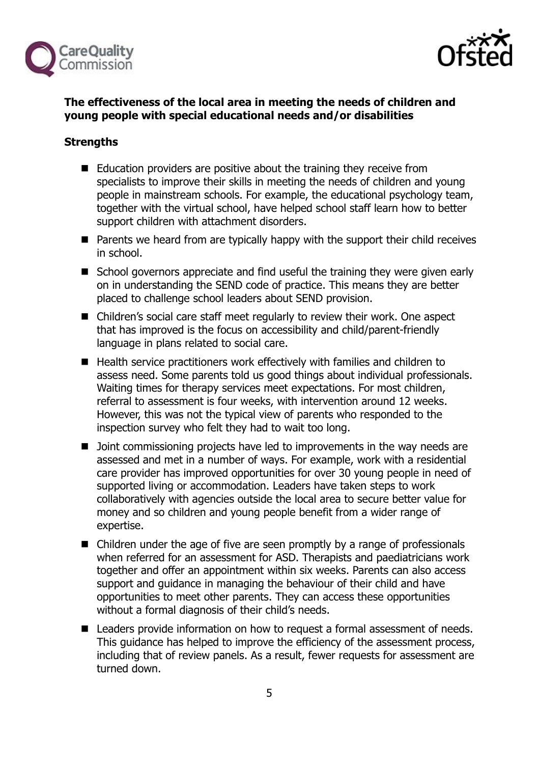**The effectiveness of the local area in meeting the needs of children and young people with special educational needs and/or disabilities**

**Strengths**

- Education providers are positive about the training they receive from specialists to improve their skills in meeting the needs of children and young people in mainstream schools. For example, the educational psychology team, together with the virtual school, have helped school staff learn how to better support children with attachment disorders.
- Parents we heard from are typically happy with the support their child receives in school.
- School governors appreciate and find useful the training they were given early on in understanding the SEND code of practice. This means they are better placed to challenge school leaders about SEND provision.
- Children's social care staff meet regularly to review their work. One aspect that has improved is the focus on accessibility and child/parent-friendly language in plans related to social care.
- Health service practitioners work effectively with families and children to assess need. Some parents told us good things about individual professionals. Waiting times for therapy services meet expectations. For most children, referral to assessment is four weeks, with intervention around 12 weeks. However, this was not the typical view of parents who responded to the inspection survey who felt they had to wait too long.
- Joint commissioning projects have led to improvements in the way needs are assessed and met in a number of ways. For example, work with a residential care provider has improved opportunities for over 30 young people in need of supported living or accommodation. Leaders have taken steps to work collaboratively with agencies outside the local area to secure better value for money and so children and young people benefit from a wider range of expertise.
- Children under the age of five are seen promptly by a range of professionals when referred for an assessment for ASD. Therapists and paediatricians work together and offer an appointment within six weeks. Parents can also access support and guidance in managing the behaviour of their child and have opportunities to meet other parents. They can access these opportunities without a formal diagnosis of their child's needs.
- Leaders provide information on how to request a formal assessment of needs. This guidance has helped to improve the efficiency of the assessment process, including that of review panels. As a result, fewer requests for assessment are turned down.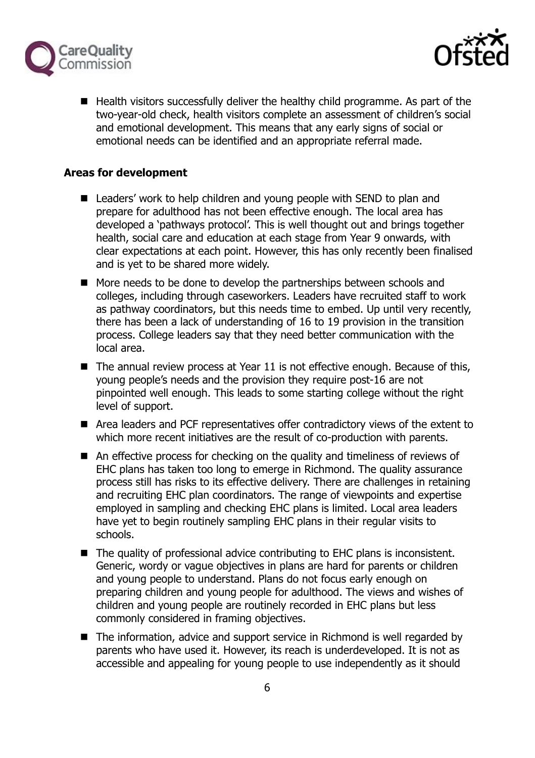- Health visitors successfully deliver the healthy child programme. As part of the two-year-old check, health visitors complete an assessment of children's social and emotional development. This means that any early signs of social or emotional needs can be identified and an appropriate referral made.

**Areas for development**

- Leaders' work to help children and young people with SEND to plan and prepare for adulthood has not been effective enough. The local area has developed a 'pathways protocol'. This is well thought out and brings together health, social care and education at each stage from Year 9 onwards, with clear expectations at each point. However, this has only recently been finalised and is yet to be shared more widely.
- More needs to be done to develop the partnerships between schools and colleges, including through caseworkers. Leaders have recruited staff to work as pathway coordinators, but this needs time to embed. Up until very recently, there has been a lack of understanding of 16 to 19 provision in the transition process. College leaders say that they need better communication with the local area.
- The annual review process at Year 11 is not effective enough. Because of this, young people's needs and the provision they require post-16 are not pinpointed well enough. This leads to some starting college without the right level of support.
- Area leaders and PCF representatives offer contradictory views of the extent to which more recent initiatives are the result of co-production with parents.
- An effective process for checking on the quality and timeliness of reviews of EHC plans has taken too long to emerge in Richmond. The quality assurance process still has risks to its effective delivery. There are challenges in retaining and recruiting EHC plan coordinators. The range of viewpoints and expertise employed in sampling and checking EHC plans is limited. Local area leaders have yet to begin routinely sampling EHC plans in their regular visits to schools.
- The quality of professional advice contributing to EHC plans is inconsistent. Generic, wordy or vague objectives in plans are hard for parents or children and young people to understand. Plans do not focus early enough on preparing children and young people for adulthood. The views and wishes of children and young people are routinely recorded in EHC plans but less commonly considered in framing objectives.
- The information, advice and support service in Richmond is well regarded by parents who have used it. However, its reach is underdeveloped. It is not as accessible and appealing for young people to use independently as it should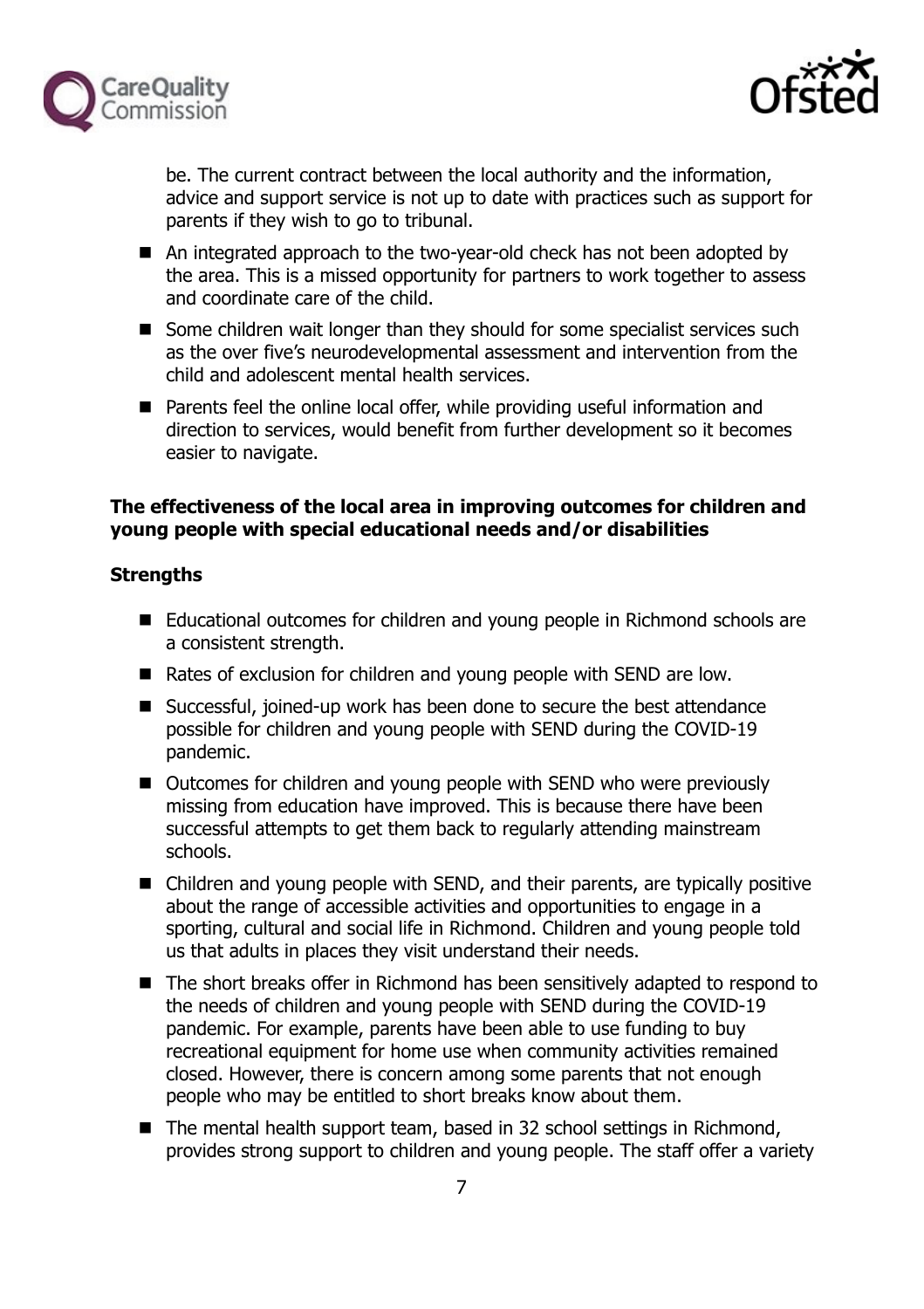be. The current contract between the local authority and the information, advice and support service is not up to date with practices such as support for parents if they wish to go to tribunal.

- An integrated approach to the two-year-old check has not been adopted by the area. This is a missed opportunity for partners to work together to assess and coordinate care of the child.
- Some children wait longer than they should for some specialist services such as the over five's neurodevelopmental assessment and intervention from the child and adolescent mental health services.
- Parents feel the online local offer, while providing useful information and direction to services, would benefit from further development so it becomes easier to navigate.

**The effectiveness of the local area in improving outcomes for children and young people with special educational needs and/or disabilities**

**Strengths**

- Educational outcomes for children and young people in Richmond schools are a consistent strength.
- Rates of exclusion for children and young people with SEND are low.
- Successful, joined-up work has been done to secure the best attendance possible for children and young people with SEND during the COVID-19 pandemic.
- Outcomes for children and young people with SEND who were previously missing from education have improved. This is because there have been successful attempts to get them back to regularly attending mainstream schools.
- Children and young people with SEND, and their parents, are typically positive about the range of accessible activities and opportunities to engage in a sporting, cultural and social life in Richmond. Children and young people told us that adults in places they visit understand their needs.
- The short breaks offer in Richmond has been sensitively adapted to respond to the needs of children and young people with SEND during the COVID-19 pandemic. For example, parents have been able to use funding to buy recreational equipment for home use when community activities remained closed. However, there is concern among some parents that not enough people who may be entitled to short breaks know about them.
- The mental health support team, based in 32 school settings in Richmond, provides strong support to children and young people. The staff offer a variety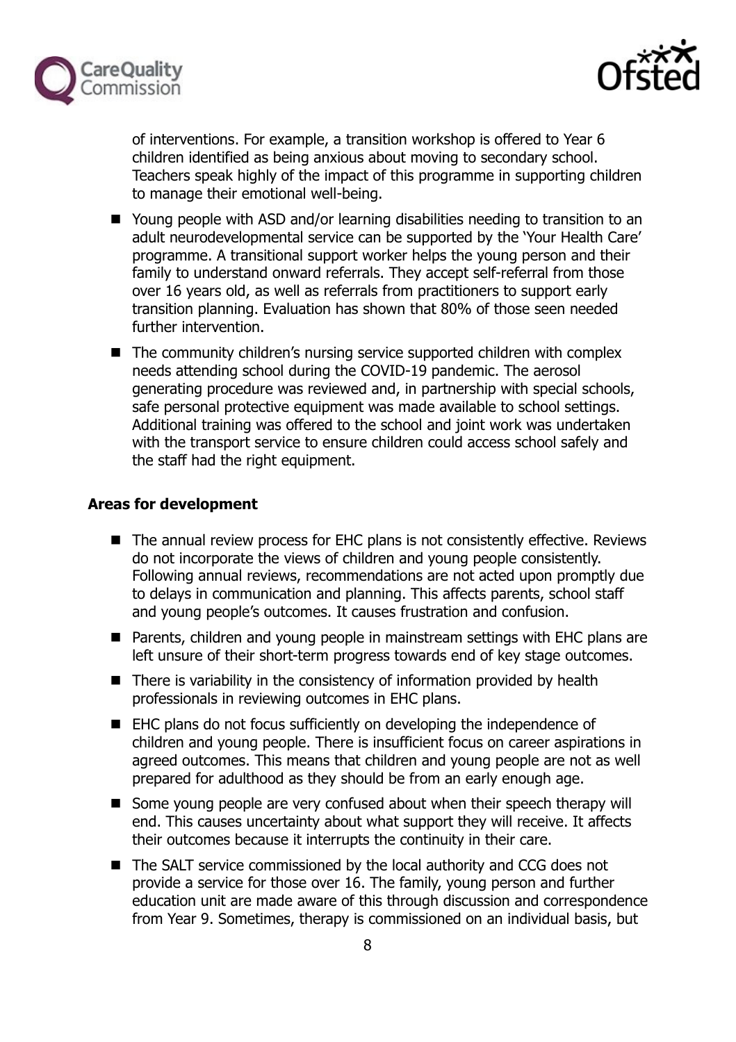of interventions. For example, a transition workshop is offered to Year 6 children identified as being anxious about moving to secondary school. Teachers speak highly of the impact of this programme in supporting children to manage their emotional well-being.

- Young people with ASD and/or learning disabilities needing to transition to an adult neurodevelopmental service can be supported by the 'Your Health Care' programme. A transitional support worker helps the young person and their family to understand onward referrals. They accept self-referral from those over 16 years old, as well as referrals from practitioners to support early transition planning. Evaluation has shown that 80% of those seen needed further intervention.
- The community children's nursing service supported children with complex needs attending school during the COVID-19 pandemic. The aerosol generating procedure was reviewed and, in partnership with special schools, safe personal protective equipment was made available to school settings. Additional training was offered to the school and joint work was undertaken with the transport service to ensure children could access school safely and the staff had the right equipment.

**Areas for development**

- The annual review process for EHC plans is not consistently effective. Reviews do not incorporate the views of children and young people consistently. Following annual reviews, recommendations are not acted upon promptly due to delays in communication and planning. This affects parents, school staff and young people's outcomes. It causes frustration and confusion.
- Parents, children and young people in mainstream settings with EHC plans are left unsure of their short-term progress towards end of key stage outcomes.
- There is variability in the consistency of information provided by health professionals in reviewing outcomes in EHC plans.
- EHC plans do not focus sufficiently on developing the independence of children and young people. There is insufficient focus on career aspirations in agreed outcomes. This means that children and young people are not as well prepared for adulthood as they should be from an early enough age.
- Some young people are very confused about when their speech therapy will end. This causes uncertainty about what support they will receive. It affects their outcomes because it interrupts the continuity in their care.
- The SALT service commissioned by the local authority and CCG does not provide a service for those over 16. The family, young person and further education unit are made aware of this through discussion and correspondence from Year 9. Sometimes, therapy is commissioned on an individual basis, but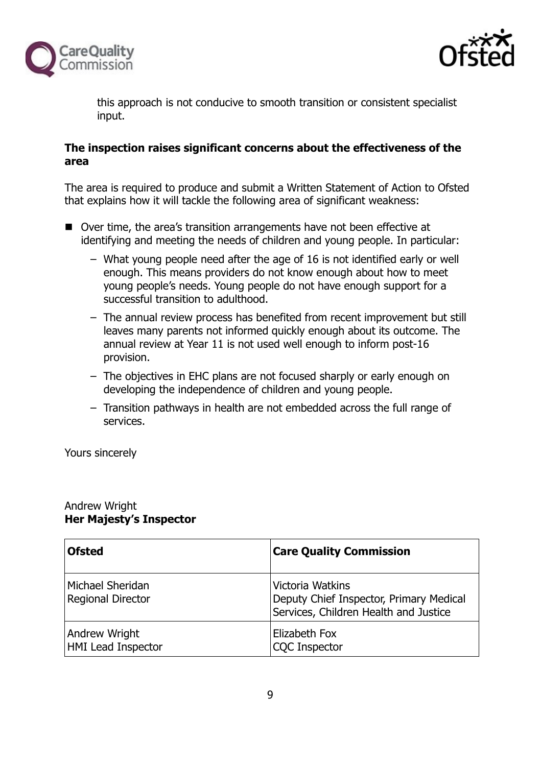this approach is not conducive to smooth transition or consistent specialist input.

**The inspection raises significant concerns about the effectiveness of the area**

The area is required to produce and submit a Written Statement of Action to Ofsted that explains how it will tackle the following area of significant weakness:

- Over time, the area's transition arrangements have not been effective at identifying and meeting the needs of children and young people. In particular:
  - What young people need after the age of 16 is not identified early or well enough. This means providers do not know enough about how to meet young people's needs. Young people do not have enough support for a successful transition to adulthood.
  - The annual review process has benefited from recent improvement but still leaves many parents not informed quickly enough about its outcome. The annual review at Year 11 is not used well enough to inform post-16 provision.
  - The objectives in EHC plans are not focused sharply or early enough on developing the independence of children and young people.
  - Transition pathways in health are not embedded across the full range of services.

Yours sincerely

Andrew Wright
**Her Majesty's Inspector**

| **Ofsted** | **Care Quality Commission** |
| --- | --- |
| Michael Sheridan<br>Regional Director | Victoria Watkins<br>Deputy Chief Inspector, Primary Medical Services, Children Health and Justice |
| Andrew Wright<br>HMI Lead Inspector | Elizabeth Fox<br>CQC Inspector |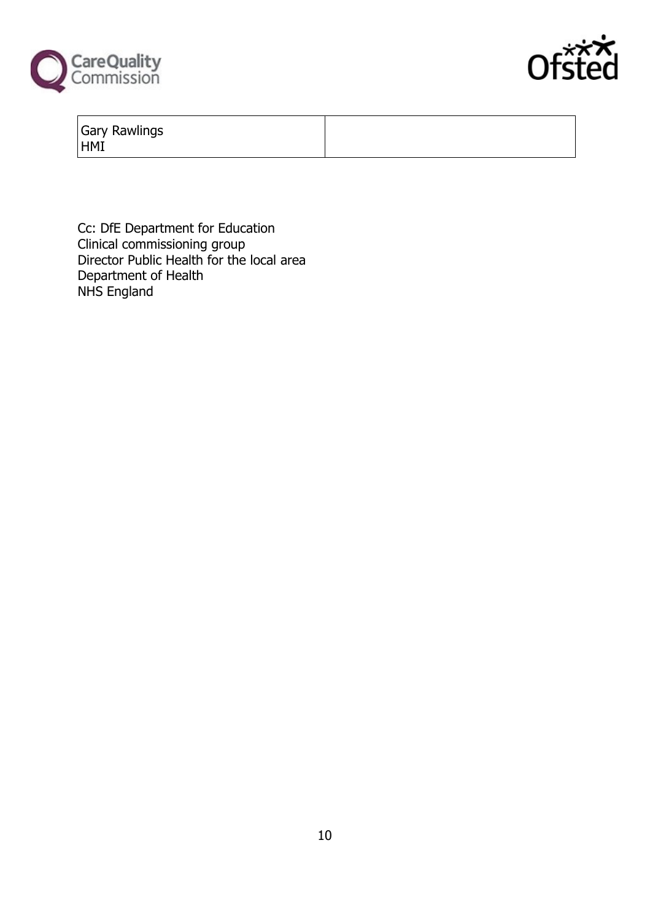| | |
|---|---|
| Gary Rawlings<br>HMI | |

Cc: DfE Department for Education
Clinical commissioning group
Director Public Health for the local area
Department of Health
NHS England